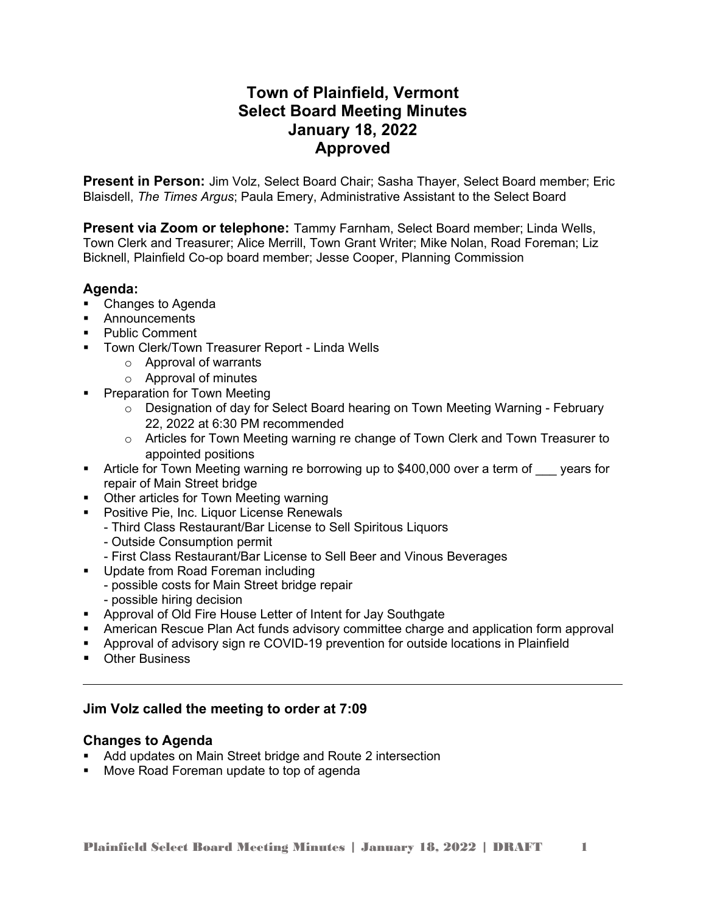# Town of Plainfield, Vermont
# Select Board Meeting Minutes
# January 18, 2022
# Approved

**Present in Person:** Jim Volz, Select Board Chair; Sasha Thayer, Select Board member; Eric Blaisdell, *The Times Argus*; Paula Emery, Administrative Assistant to the Select Board

**Present via Zoom or telephone:** Tammy Farnham, Select Board member; Linda Wells, Town Clerk and Treasurer; Alice Merrill, Town Grant Writer; Mike Nolan, Road Foreman; Liz Bicknell, Plainfield Co-op board member; Jesse Cooper, Planning Commission

## Agenda:

- Changes to Agenda
- Announcements
- Public Comment
- Town Clerk/Town Treasurer Report - Linda Wells
  - Approval of warrants
  - Approval of minutes
- Preparation for Town Meeting
  - Designation of day for Select Board hearing on Town Meeting Warning - February 22, 2022 at 6:30 PM recommended
  - Articles for Town Meeting warning re change of Town Clerk and Town Treasurer to appointed positions
- Article for Town Meeting warning re borrowing up to $400,000 over a term of ___ years for repair of Main Street bridge
- Other articles for Town Meeting warning
- Positive Pie, Inc. Liquor License Renewals
  - Third Class Restaurant/Bar License to Sell Spiritous Liquors
  - Outside Consumption permit
  - First Class Restaurant/Bar License to Sell Beer and Vinous Beverages
- Update from Road Foreman including
  - possible costs for Main Street bridge repair
  - possible hiring decision
- Approval of Old Fire House Letter of Intent for Jay Southgate
- American Rescue Plan Act funds advisory committee charge and application form approval
- Approval of advisory sign re COVID-19 prevention for outside locations in Plainfield
- Other Business

---

### Jim Volz called the meeting to order at 7:09

### Changes to Agenda

- Add updates on Main Street bridge and Route 2 intersection
- Move Road Foreman update to top of agenda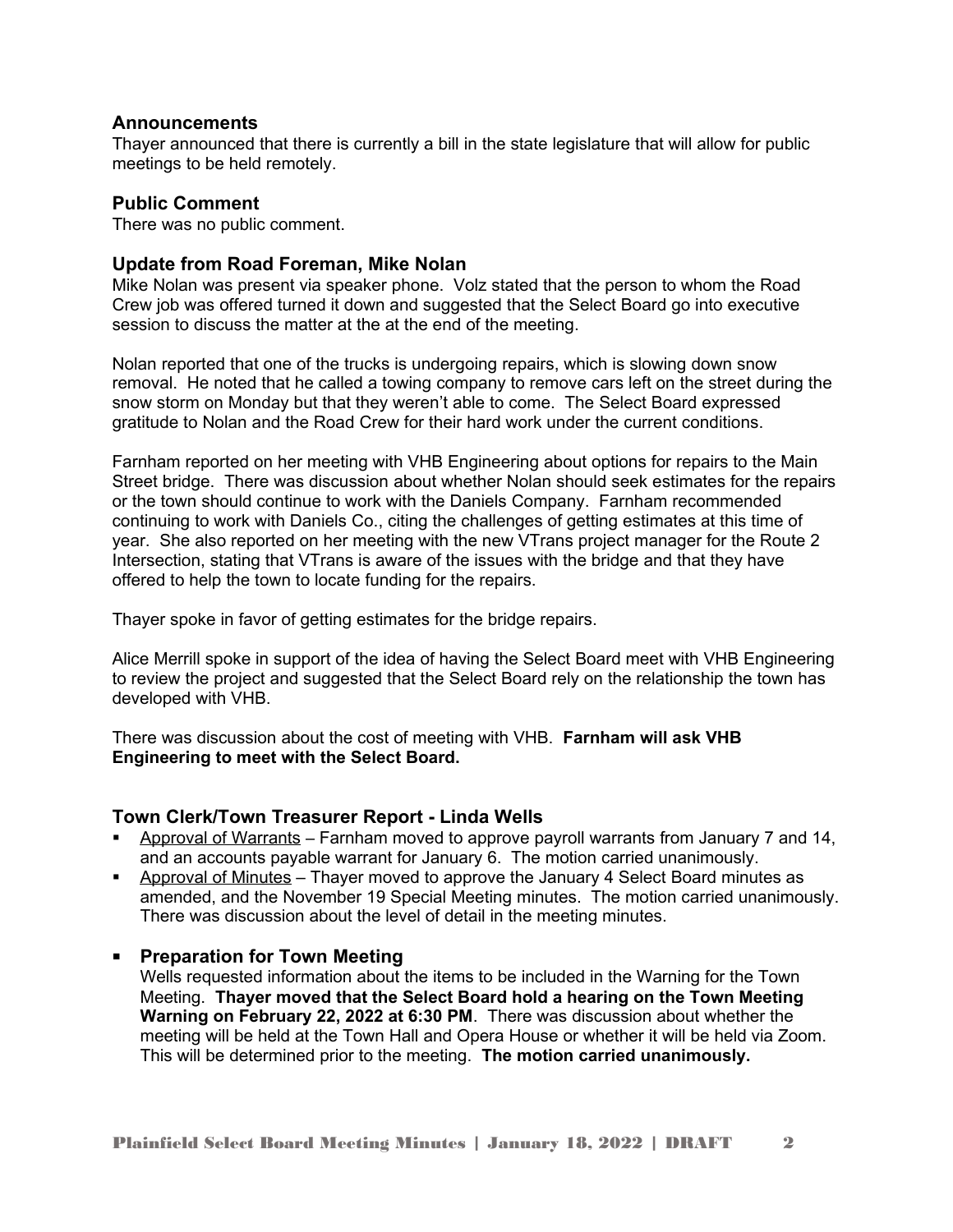## Announcements

Thayer announced that there is currently a bill in the state legislature that will allow for public meetings to be held remotely.

## Public Comment

There was no public comment.

## Update from Road Foreman, Mike Nolan

Mike Nolan was present via speaker phone. Volz stated that the person to whom the Road Crew job was offered turned it down and suggested that the Select Board go into executive session to discuss the matter at the at the end of the meeting.

Nolan reported that one of the trucks is undergoing repairs, which is slowing down snow removal. He noted that he called a towing company to remove cars left on the street during the snow storm on Monday but that they weren't able to come. The Select Board expressed gratitude to Nolan and the Road Crew for their hard work under the current conditions.

Farnham reported on her meeting with VHB Engineering about options for repairs to the Main Street bridge. There was discussion about whether Nolan should seek estimates for the repairs or the town should continue to work with the Daniels Company. Farnham recommended continuing to work with Daniels Co., citing the challenges of getting estimates at this time of year. She also reported on her meeting with the new VTrans project manager for the Route 2 Intersection, stating that VTrans is aware of the issues with the bridge and that they have offered to help the town to locate funding for the repairs.

Thayer spoke in favor of getting estimates for the bridge repairs.

Alice Merrill spoke in support of the idea of having the Select Board meet with VHB Engineering to review the project and suggested that the Select Board rely on the relationship the town has developed with VHB.

There was discussion about the cost of meeting with VHB. **Farnham will ask VHB Engineering to meet with the Select Board.**

## Town Clerk/Town Treasurer Report - Linda Wells

- Approval of Warrants – Farnham moved to approve payroll warrants from January 7 and 14, and an accounts payable warrant for January 6. The motion carried unanimously.
- Approval of Minutes – Thayer moved to approve the January 4 Select Board minutes as amended, and the November 19 Special Meeting minutes. The motion carried unanimously. There was discussion about the level of detail in the meeting minutes.

- **Preparation for Town Meeting**

  Wells requested information about the items to be included in the Warning for the Town Meeting. **Thayer moved that the Select Board hold a hearing on the Town Meeting Warning on February 22, 2022 at 6:30 PM**. There was discussion about whether the meeting will be held at the Town Hall and Opera House or whether it will be held via Zoom. This will be determined prior to the meeting. **The motion carried unanimously.**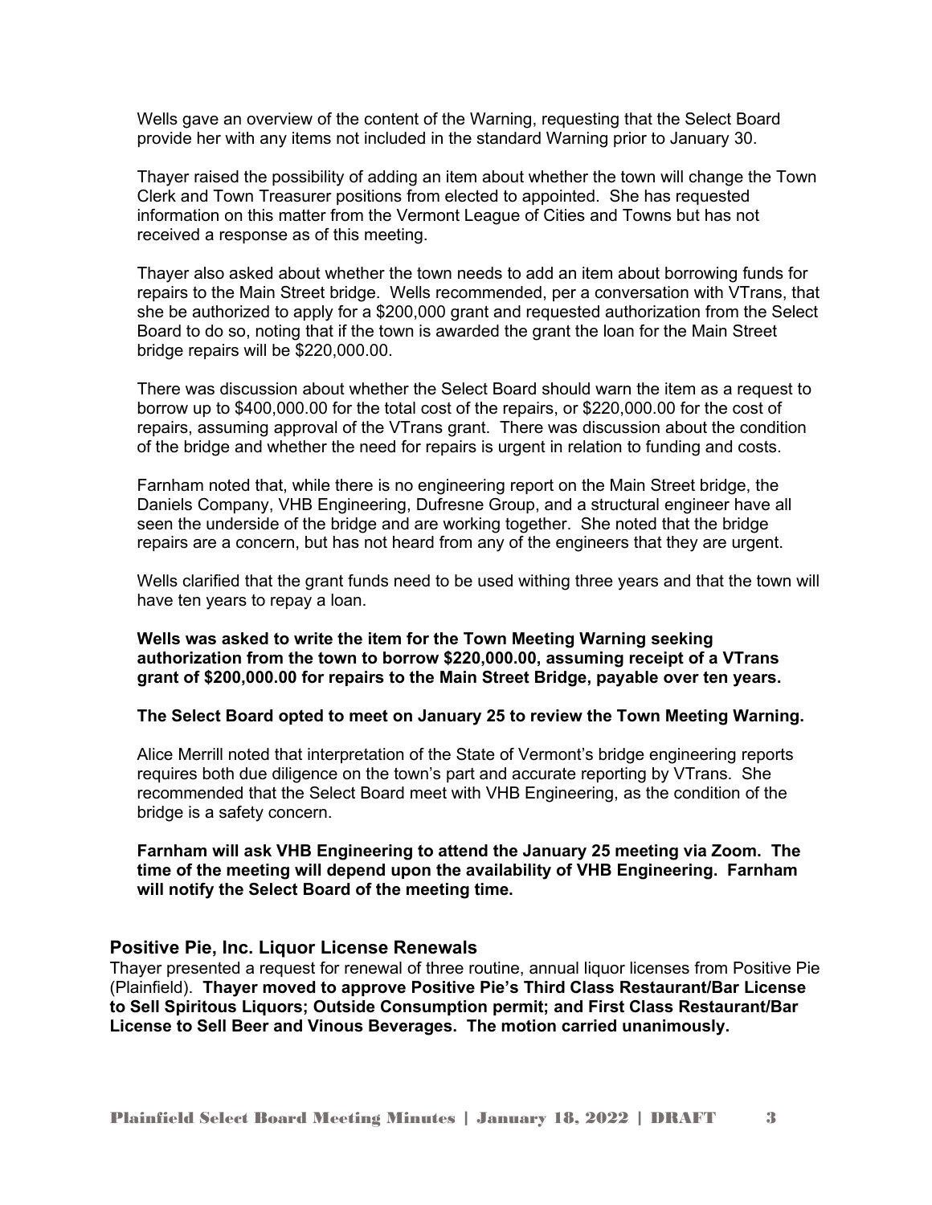Wells gave an overview of the content of the Warning, requesting that the Select Board provide her with any items not included in the standard Warning prior to January 30.

Thayer raised the possibility of adding an item about whether the town will change the Town Clerk and Town Treasurer positions from elected to appointed. She has requested information on this matter from the Vermont League of Cities and Towns but has not received a response as of this meeting.

Thayer also asked about whether the town needs to add an item about borrowing funds for repairs to the Main Street bridge. Wells recommended, per a conversation with VTrans, that she be authorized to apply for a $200,000 grant and requested authorization from the Select Board to do so, noting that if the town is awarded the grant the loan for the Main Street bridge repairs will be $220,000.00.

There was discussion about whether the Select Board should warn the item as a request to borrow up to $400,000.00 for the total cost of the repairs, or $220,000.00 for the cost of repairs, assuming approval of the VTrans grant. There was discussion about the condition of the bridge and whether the need for repairs is urgent in relation to funding and costs.

Farnham noted that, while there is no engineering report on the Main Street bridge, the Daniels Company, VHB Engineering, Dufresne Group, and a structural engineer have all seen the underside of the bridge and are working together. She noted that the bridge repairs are a concern, but has not heard from any of the engineers that they are urgent.

Wells clarified that the grant funds need to be used withing three years and that the town will have ten years to repay a loan.

**Wells was asked to write the item for the Town Meeting Warning seeking authorization from the town to borrow $220,000.00, assuming receipt of a VTrans grant of $200,000.00 for repairs to the Main Street Bridge, payable over ten years.**

**The Select Board opted to meet on January 25 to review the Town Meeting Warning.**

Alice Merrill noted that interpretation of the State of Vermont's bridge engineering reports requires both due diligence on the town's part and accurate reporting by VTrans. She recommended that the Select Board meet with VHB Engineering, as the condition of the bridge is a safety concern.

**Farnham will ask VHB Engineering to attend the January 25 meeting via Zoom. The time of the meeting will depend upon the availability of VHB Engineering. Farnham will notify the Select Board of the meeting time.**

### Positive Pie, Inc. Liquor License Renewals

Thayer presented a request for renewal of three routine, annual liquor licenses from Positive Pie (Plainfield). **Thayer moved to approve Positive Pie's Third Class Restaurant/Bar License to Sell Spiritous Liquors; Outside Consumption permit; and First Class Restaurant/Bar License to Sell Beer and Vinous Beverages. The motion carried unanimously.**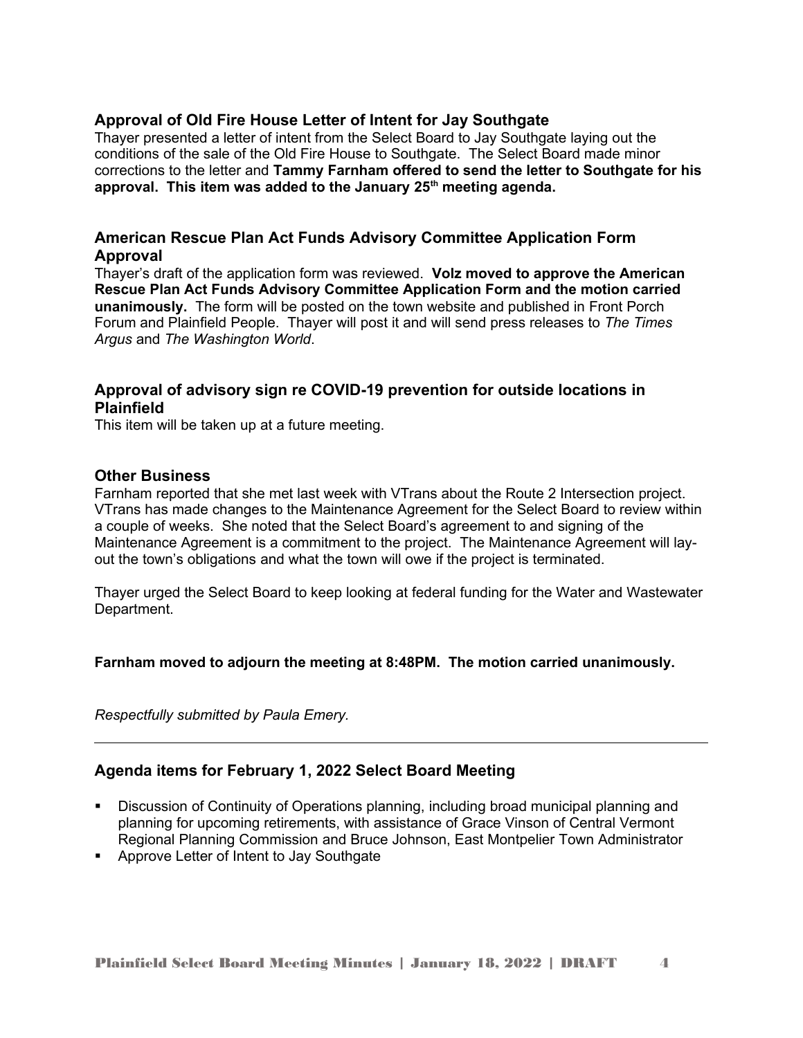## Approval of Old Fire House Letter of Intent for Jay Southgate

Thayer presented a letter of intent from the Select Board to Jay Southgate laying out the conditions of the sale of the Old Fire House to Southgate. The Select Board made minor corrections to the letter and **Tammy Farnham offered to send the letter to Southgate for his approval. This item was added to the January 25th meeting agenda.**

## American Rescue Plan Act Funds Advisory Committee Application Form Approval

Thayer's draft of the application form was reviewed. **Volz moved to approve the American Rescue Plan Act Funds Advisory Committee Application Form and the motion carried unanimously.** The form will be posted on the town website and published in Front Porch Forum and Plainfield People. Thayer will post it and will send press releases to *The Times Argus* and *The Washington World*.

## Approval of advisory sign re COVID-19 prevention for outside locations in Plainfield

This item will be taken up at a future meeting.

## Other Business

Farnham reported that she met last week with VTrans about the Route 2 Intersection project. VTrans has made changes to the Maintenance Agreement for the Select Board to review within a couple of weeks. She noted that the Select Board's agreement to and signing of the Maintenance Agreement is a commitment to the project. The Maintenance Agreement will lay-out the town's obligations and what the town will owe if the project is terminated.

Thayer urged the Select Board to keep looking at federal funding for the Water and Wastewater Department.

**Farnham moved to adjourn the meeting at 8:48PM. The motion carried unanimously.**

*Respectfully submitted by Paula Emery.*

---

## Agenda items for February 1, 2022 Select Board Meeting

- Discussion of Continuity of Operations planning, including broad municipal planning and planning for upcoming retirements, with assistance of Grace Vinson of Central Vermont Regional Planning Commission and Bruce Johnson, East Montpelier Town Administrator
- Approve Letter of Intent to Jay Southgate